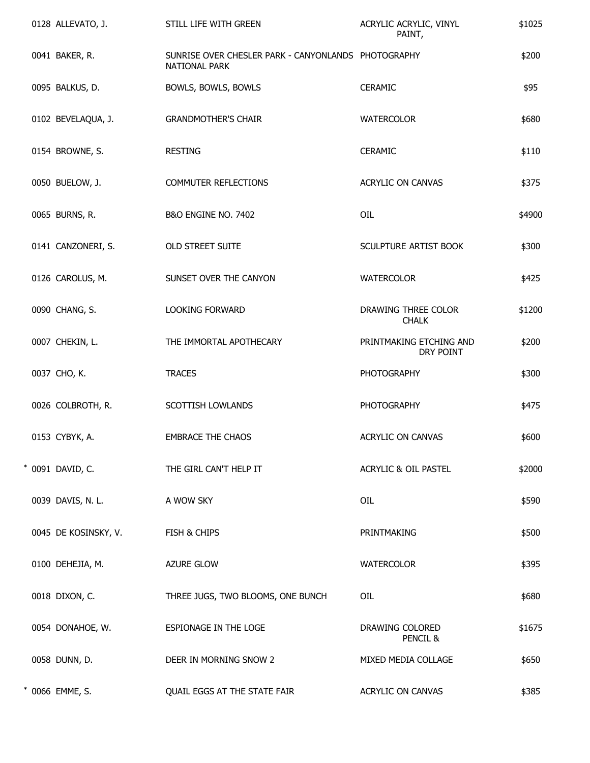| | ID | Artist | Title | Medium | Price |
|---|---|---|---|---|---|
| | 0128 | ALLEVATO, J. | STILL LIFE WITH GREEN | ACRYLIC ACRYLIC, VINYL PAINT, | $1025 |
| | 0041 | BAKER, R. | SUNRISE OVER CHESLER PARK - CANYONLANDS NATIONAL PARK | PHOTOGRAPHY | $200 |
| | 0095 | BALKUS, D. | BOWLS, BOWLS, BOWLS | CERAMIC | $95 |
| | 0102 | BEVELAQUA, J. | GRANDMOTHER'S CHAIR | WATERCOLOR | $680 |
| | 0154 | BROWNE, S. | RESTING | CERAMIC | $110 |
| | 0050 | BUELOW, J. | COMMUTER REFLECTIONS | ACRYLIC ON CANVAS | $375 |
| | 0065 | BURNS, R. | B&O ENGINE NO. 7402 | OIL | $4900 |
| | 0141 | CANZONERI, S. | OLD STREET SUITE | SCULPTURE ARTIST BOOK | $300 |
| | 0126 | CAROLUS, M. | SUNSET OVER THE CANYON | WATERCOLOR | $425 |
| | 0090 | CHANG, S. | LOOKING FORWARD | DRAWING THREE COLOR CHALK | $1200 |
| | 0007 | CHEKIN, L. | THE IMMORTAL APOTHECARY | PRINTMAKING ETCHING AND DRY POINT | $200 |
| | 0037 | CHO, K. | TRACES | PHOTOGRAPHY | $300 |
| | 0026 | COLBROTH, R. | SCOTTISH LOWLANDS | PHOTOGRAPHY | $475 |
| | 0153 | CYBYK, A. | EMBRACE THE CHAOS | ACRYLIC ON CANVAS | $600 |
| * | 0091 | DAVID, C. | THE GIRL CAN'T HELP IT | ACRYLIC & OIL PASTEL | $2000 |
| | 0039 | DAVIS, N. L. | A WOW SKY | OIL | $590 |
| | 0045 | DE KOSINSKY, V. | FISH & CHIPS | PRINTMAKING | $500 |
| | 0100 | DEHEJIA, M. | AZURE GLOW | WATERCOLOR | $395 |
| | 0018 | DIXON, C. | THREE JUGS, TWO BLOOMS, ONE BUNCH | OIL | $680 |
| | 0054 | DONAHOE, W. | ESPIONAGE IN THE LOGE | DRAWING COLORED PENCIL & | $1675 |
| | 0058 | DUNN, D. | DEER IN MORNING SNOW 2 | MIXED MEDIA COLLAGE | $650 |
| * | 0066 | EMME, S. | QUAIL EGGS AT THE STATE FAIR | ACRYLIC ON CANVAS | $385 |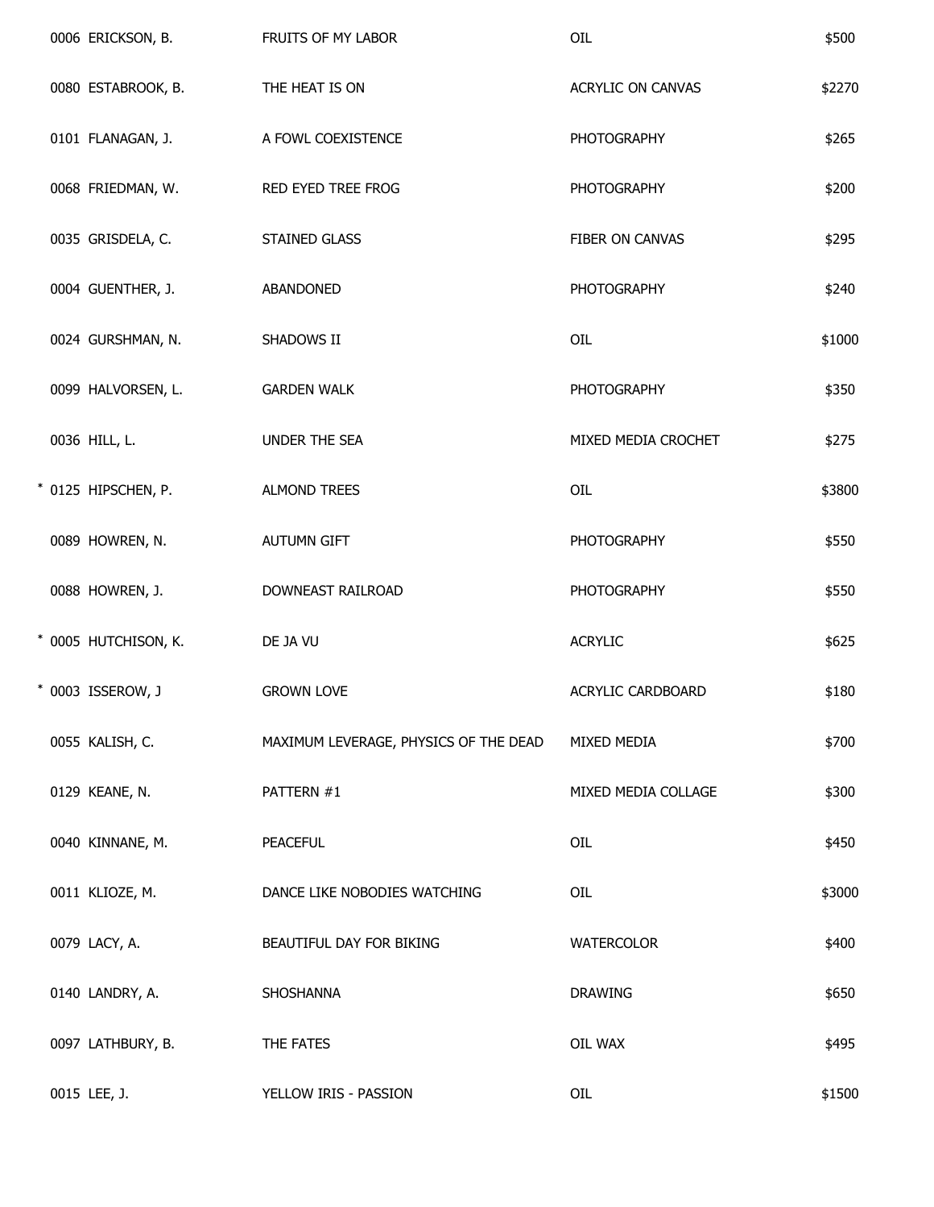| | | | |
|---|---|---|---|
| 0006 ERICKSON, B. | FRUITS OF MY LABOR | OIL | $500 |
| 0080 ESTABROOK, B. | THE HEAT IS ON | ACRYLIC ON CANVAS | $2270 |
| 0101 FLANAGAN, J. | A FOWL COEXISTENCE | PHOTOGRAPHY | $265 |
| 0068 FRIEDMAN, W. | RED EYED TREE FROG | PHOTOGRAPHY | $200 |
| 0035 GRISDELA, C. | STAINED GLASS | FIBER ON CANVAS | $295 |
| 0004 GUENTHER, J. | ABANDONED | PHOTOGRAPHY | $240 |
| 0024 GURSHMAN, N. | SHADOWS II | OIL | $1000 |
| 0099 HALVORSEN, L. | GARDEN WALK | PHOTOGRAPHY | $350 |
| 0036 HILL, L. | UNDER THE SEA | MIXED MEDIA CROCHET | $275 |
| * 0125 HIPSCHEN, P. | ALMOND TREES | OIL | $3800 |
| 0089 HOWREN, N. | AUTUMN GIFT | PHOTOGRAPHY | $550 |
| 0088 HOWREN, J. | DOWNEAST RAILROAD | PHOTOGRAPHY | $550 |
| * 0005 HUTCHISON, K. | DE JA VU | ACRYLIC | $625 |
| * 0003 ISSEROW, J | GROWN LOVE | ACRYLIC CARDBOARD | $180 |
| 0055 KALISH, C. | MAXIMUM LEVERAGE, PHYSICS OF THE DEAD | MIXED MEDIA | $700 |
| 0129 KEANE, N. | PATTERN #1 | MIXED MEDIA COLLAGE | $300 |
| 0040 KINNANE, M. | PEACEFUL | OIL | $450 |
| 0011 KLIOZE, M. | DANCE LIKE NOBODIES WATCHING | OIL | $3000 |
| 0079 LACY, A. | BEAUTIFUL DAY FOR BIKING | WATERCOLOR | $400 |
| 0140 LANDRY, A. | SHOSHANNA | DRAWING | $650 |
| 0097 LATHBURY, B. | THE FATES | OIL WAX | $495 |
| 0015 LEE, J. | YELLOW IRIS - PASSION | OIL | $1500 |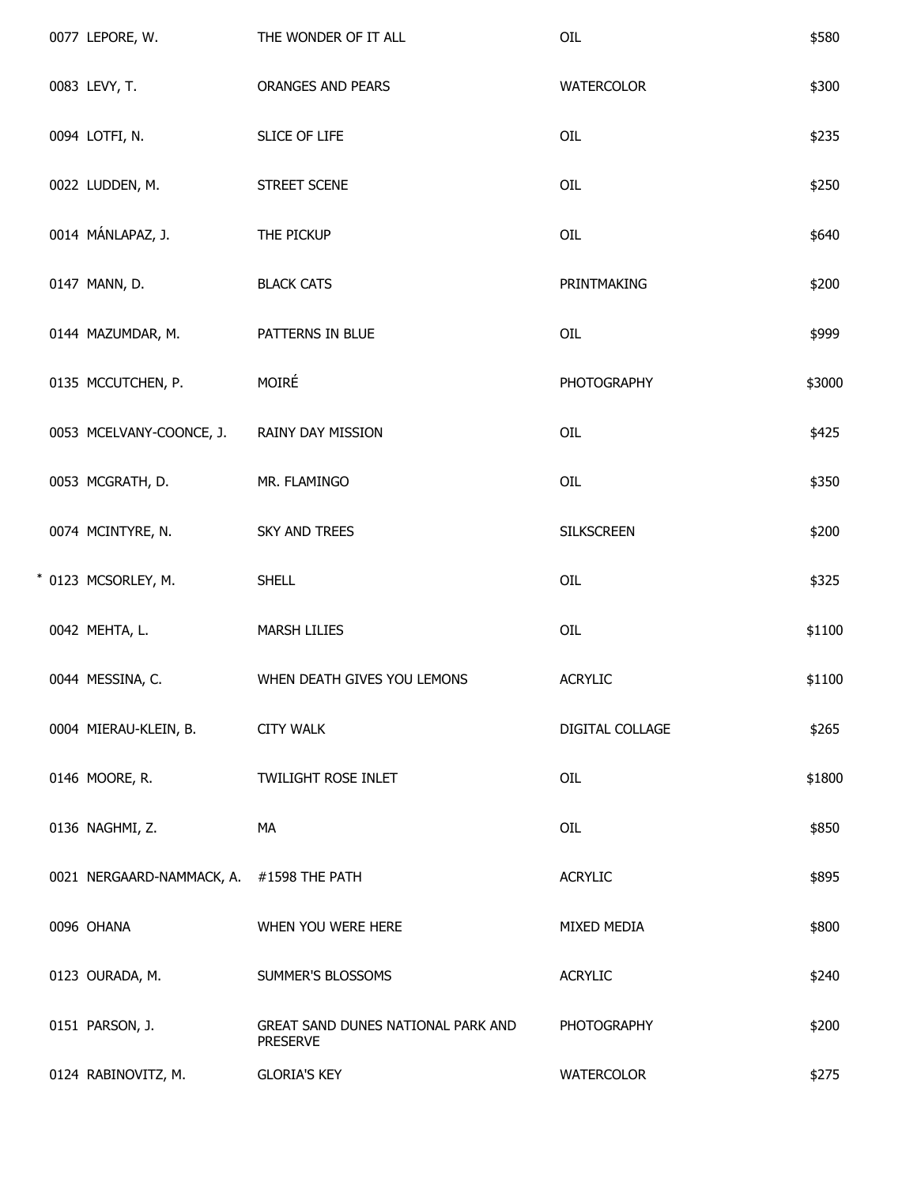| | | | |
|---|---|---|---|
| 0077 LEPORE, W. | THE WONDER OF IT ALL | OIL | $580 |
| 0083 LEVY, T. | ORANGES AND PEARS | WATERCOLOR | $300 |
| 0094 LOTFI, N. | SLICE OF LIFE | OIL | $235 |
| 0022 LUDDEN, M. | STREET SCENE | OIL | $250 |
| 0014 MÁNLAPAZ, J. | THE PICKUP | OIL | $640 |
| 0147 MANN, D. | BLACK CATS | PRINTMAKING | $200 |
| 0144 MAZUMDAR, M. | PATTERNS IN BLUE | OIL | $999 |
| 0135 MCCUTCHEN, P. | MOIRÉ | PHOTOGRAPHY | $3000 |
| 0053 MCELVANY-COONCE, J. | RAINY DAY MISSION | OIL | $425 |
| 0053 MCGRATH, D. | MR. FLAMINGO | OIL | $350 |
| 0074 MCINTYRE, N. | SKY AND TREES | SILKSCREEN | $200 |
| * 0123 MCSORLEY, M. | SHELL | OIL | $325 |
| 0042 MEHTA, L. | MARSH LILIES | OIL | $1100 |
| 0044 MESSINA, C. | WHEN DEATH GIVES YOU LEMONS | ACRYLIC | $1100 |
| 0004 MIERAU-KLEIN, B. | CITY WALK | DIGITAL COLLAGE | $265 |
| 0146 MOORE, R. | TWILIGHT ROSE INLET | OIL | $1800 |
| 0136 NAGHMI, Z. | MA | OIL | $850 |
| 0021 NERGAARD-NAMMACK, A. | #1598 THE PATH | ACRYLIC | $895 |
| 0096 OHANA | WHEN YOU WERE HERE | MIXED MEDIA | $800 |
| 0123 OURADA, M. | SUMMER'S BLOSSOMS | ACRYLIC | $240 |
| 0151 PARSON, J. | GREAT SAND DUNES NATIONAL PARK AND PRESERVE | PHOTOGRAPHY | $200 |
| 0124 RABINOVITZ, M. | GLORIA'S KEY | WATERCOLOR | $275 |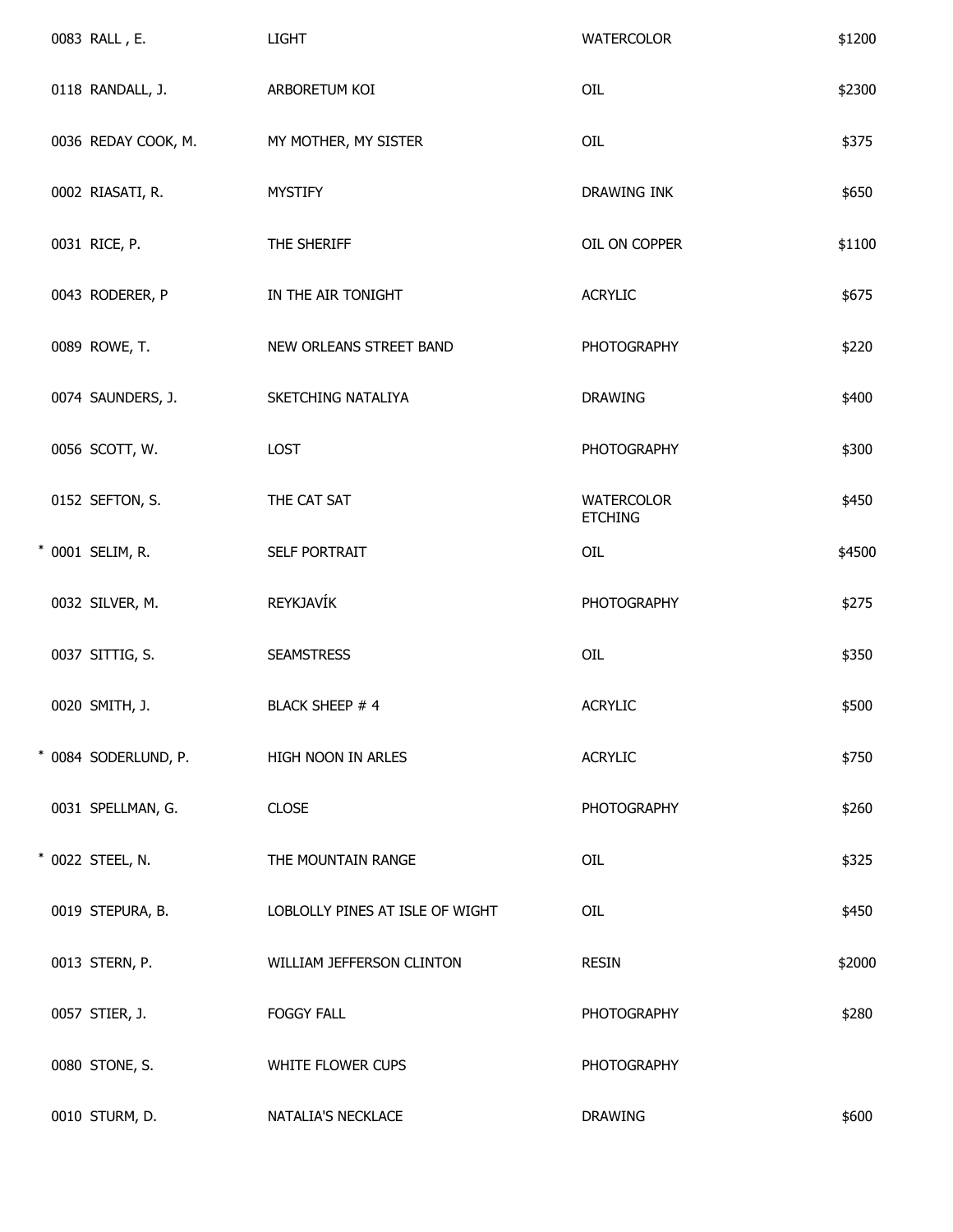| | | | | |
|---|---|---|---|---|
| | 0083 RALL , E. | LIGHT | WATERCOLOR | $1200 |
| | 0118 RANDALL, J. | ARBORETUM KOI | OIL | $2300 |
| | 0036 REDAY COOK, M. | MY MOTHER, MY SISTER | OIL | $375 |
| | 0002 RIASATI, R. | MYSTIFY | DRAWING INK | $650 |
| | 0031 RICE, P. | THE SHERIFF | OIL ON COPPER | $1100 |
| | 0043 RODERER, P | IN THE AIR TONIGHT | ACRYLIC | $675 |
| | 0089 ROWE, T. | NEW ORLEANS STREET BAND | PHOTOGRAPHY | $220 |
| | 0074 SAUNDERS, J. | SKETCHING NATALIYA | DRAWING | $400 |
| | 0056 SCOTT, W. | LOST | PHOTOGRAPHY | $300 |
| | 0152 SEFTON, S. | THE CAT SAT | WATERCOLOR ETCHING | $450 |
| * | 0001 SELIM, R. | SELF PORTRAIT | OIL | $4500 |
| | 0032 SILVER, M. | REYKJAVÍK | PHOTOGRAPHY | $275 |
| | 0037 SITTIG, S. | SEAMSTRESS | OIL | $350 |
| | 0020 SMITH, J. | BLACK SHEEP # 4 | ACRYLIC | $500 |
| * | 0084 SODERLUND, P. | HIGH NOON IN ARLES | ACRYLIC | $750 |
| | 0031 SPELLMAN, G. | CLOSE | PHOTOGRAPHY | $260 |
| * | 0022 STEEL, N. | THE MOUNTAIN RANGE | OIL | $325 |
| | 0019 STEPURA, B. | LOBLOLLY PINES AT ISLE OF WIGHT | OIL | $450 |
| | 0013 STERN, P. | WILLIAM JEFFERSON CLINTON | RESIN | $2000 |
| | 0057 STIER, J. | FOGGY FALL | PHOTOGRAPHY | $280 |
| | 0080 STONE, S. | WHITE FLOWER CUPS | PHOTOGRAPHY | |
| | 0010 STURM, D. | NATALIA'S NECKLACE | DRAWING | $600 |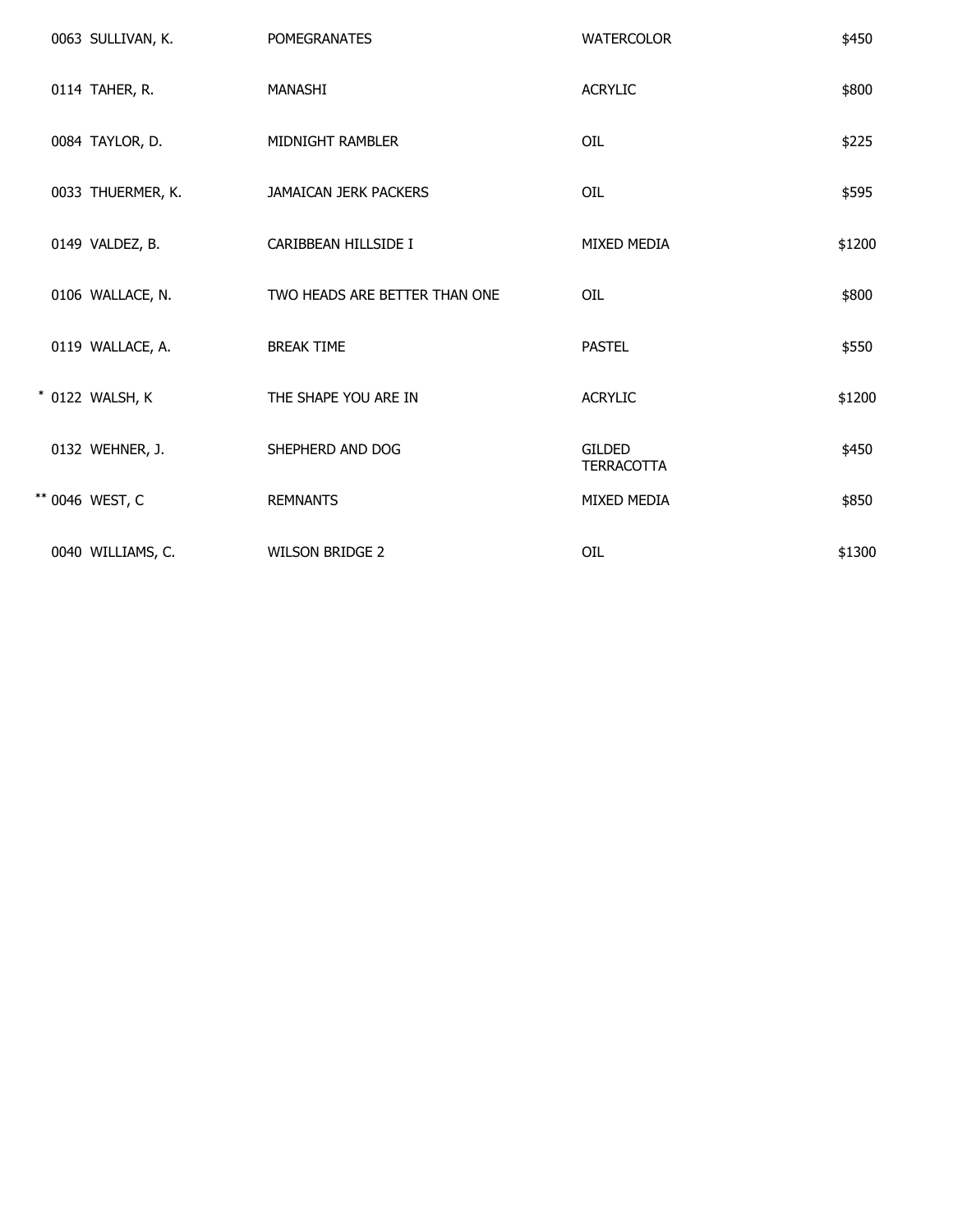| | | | | |
|---|---|---|---|---|
| | 0063 SULLIVAN, K. | POMEGRANATES | WATERCOLOR | $450 |
| | 0114 TAHER, R. | MANASHI | ACRYLIC | $800 |
| | 0084 TAYLOR, D. | MIDNIGHT RAMBLER | OIL | $225 |
| | 0033 THUERMER, K. | JAMAICAN JERK PACKERS | OIL | $595 |
| | 0149 VALDEZ, B. | CARIBBEAN HILLSIDE I | MIXED MEDIA | $1200 |
| | 0106 WALLACE, N. | TWO HEADS ARE BETTER THAN ONE | OIL | $800 |
| | 0119 WALLACE, A. | BREAK TIME | PASTEL | $550 |
| * | 0122 WALSH, K | THE SHAPE YOU ARE IN | ACRYLIC | $1200 |
| | 0132 WEHNER, J. | SHEPHERD AND DOG | GILDED TERRACOTTA | $450 |
| ** | 0046 WEST, C | REMNANTS | MIXED MEDIA | $850 |
| | 0040 WILLIAMS, C. | WILSON BRIDGE 2 | OIL | $1300 |